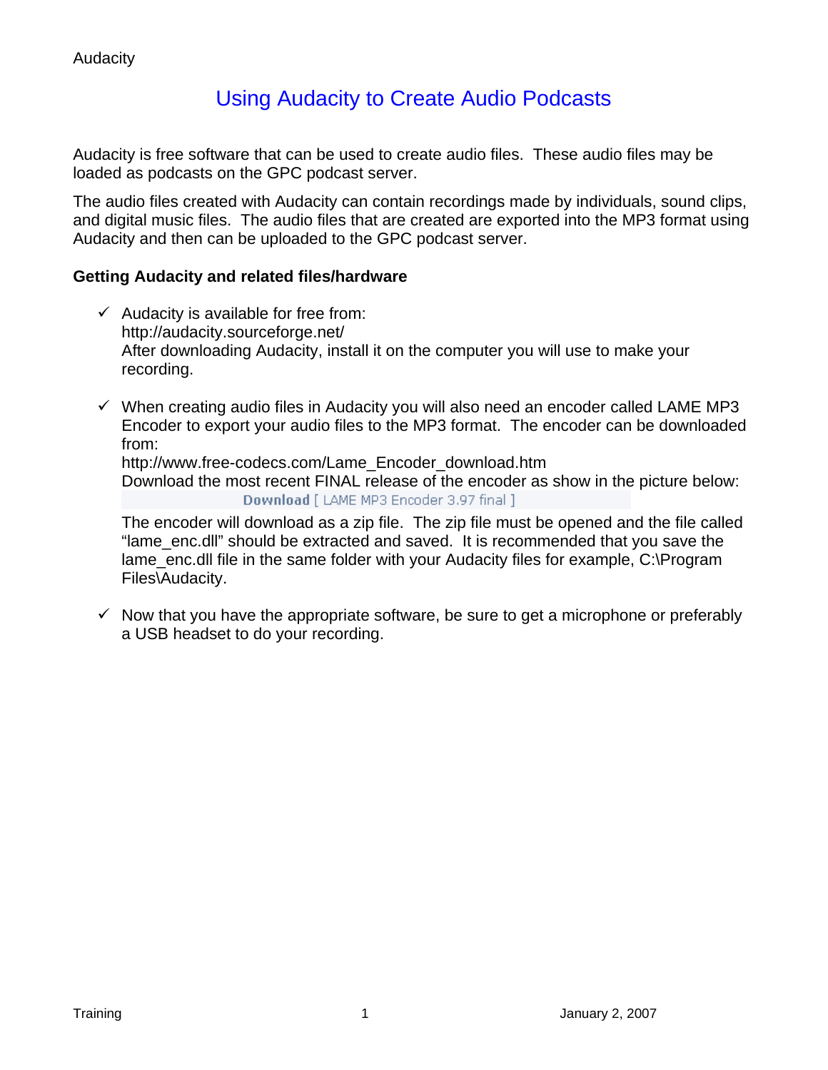# Using Audacity to Create Audio Podcasts

Audacity is free software that can be used to create audio files. These audio files may be loaded as podcasts on the GPC podcast server.

The audio files created with Audacity can contain recordings made by individuals, sound clips, and digital music files. The audio files that are created are exported into the MP3 format using Audacity and then can be uploaded to the GPC podcast server.

**Getting Audacity and related files/hardware**

- ✓ Audacity is available for free from:
  http://audacity.sourceforge.net/
  After downloading Audacity, install it on the computer you will use to make your recording.

- ✓ When creating audio files in Audacity you will also need an encoder called LAME MP3 Encoder to export your audio files to the MP3 format. The encoder can be downloaded from:
  http://www.free-codecs.com/Lame_Encoder_download.htm
  Download the most recent FINAL release of the encoder as show in the picture below:
  **Download** [ LAME MP3 Encoder 3.97 final ]
  The encoder will download as a zip file. The zip file must be opened and the file called "lame_enc.dll" should be extracted and saved. It is recommended that you save the lame_enc.dll file in the same folder with your Audacity files for example, C:\Program Files\Audacity.

- ✓ Now that you have the appropriate software, be sure to get a microphone or preferably a USB headset to do your recording.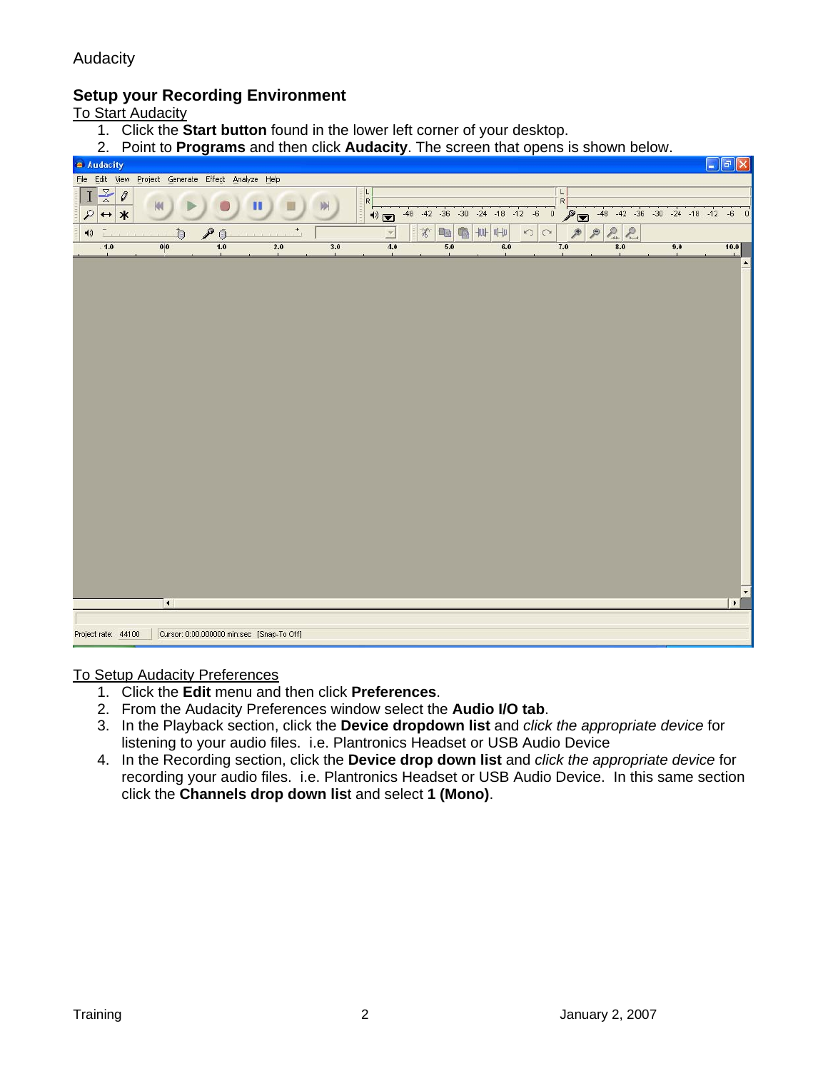## Setup your Recording Environment

To Start Audacity

1. Click the **Start button** found in the lower left corner of your desktop.
2. Point to **Programs** and then click **Audacity**. The screen that opens is shown below.

To Setup Audacity Preferences

1. Click the **Edit** menu and then click **Preferences**.
2. From the Audacity Preferences window select the **Audio I/O tab**.
3. In the Playback section, click the **Device dropdown list** and *click the appropriate device* for listening to your audio files. i.e. Plantronics Headset or USB Audio Device
4. In the Recording section, click the **Device drop down list** and *click the appropriate device* for recording your audio files. i.e. Plantronics Headset or USB Audio Device. In this same section click the **Channels drop down lis**t and select **1 (Mono)**.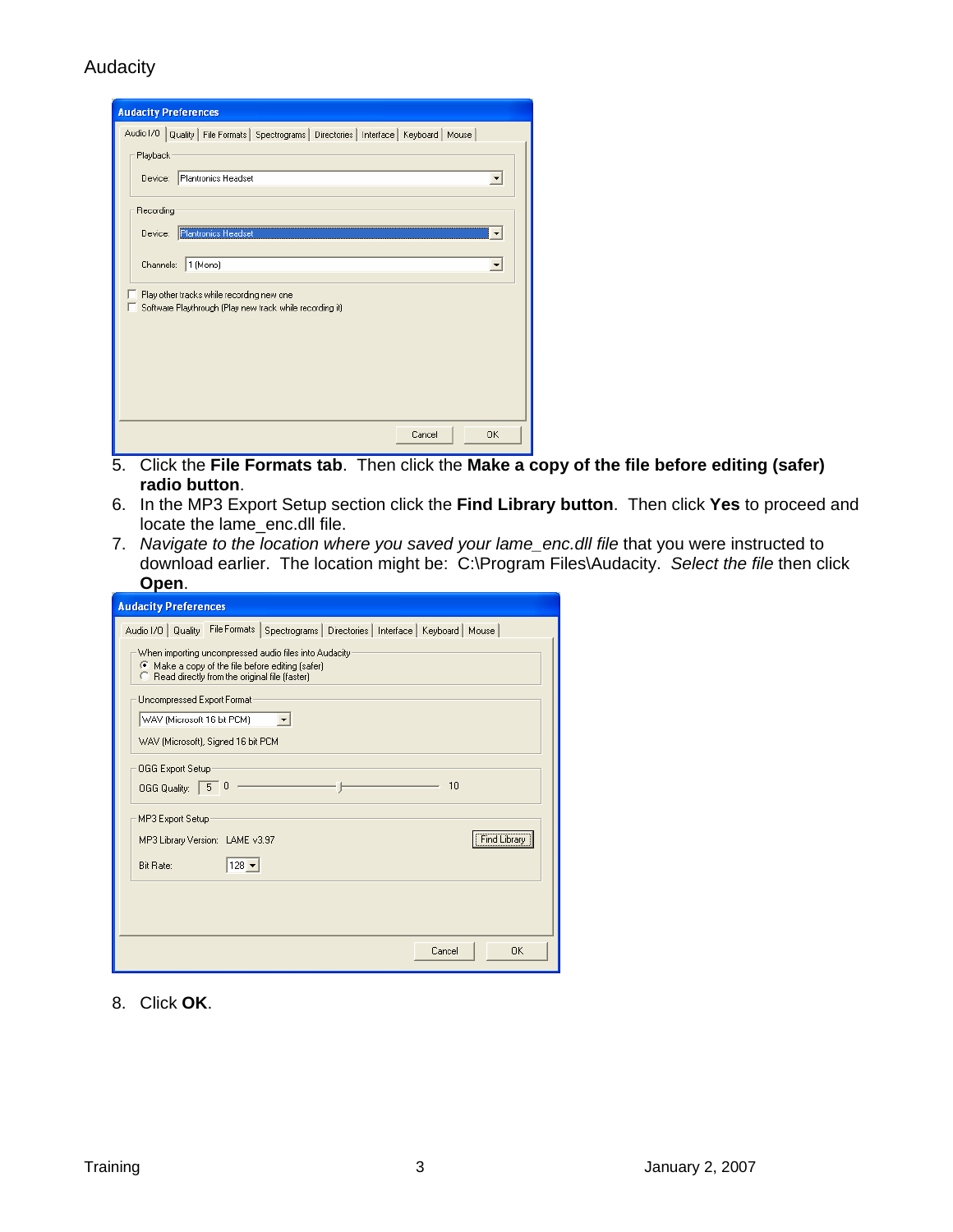5. Click the **File Formats tab**. Then click the **Make a copy of the file before editing (safer) radio button**.
6. In the MP3 Export Setup section click the **Find Library button**. Then click **Yes** to proceed and locate the lame_enc.dll file.
7. *Navigate to the location where you saved your lame_enc.dll file* that you were instructed to download earlier. The location might be: C:\Program Files\Audacity. *Select the file* then click **Open**.

8. Click **OK**.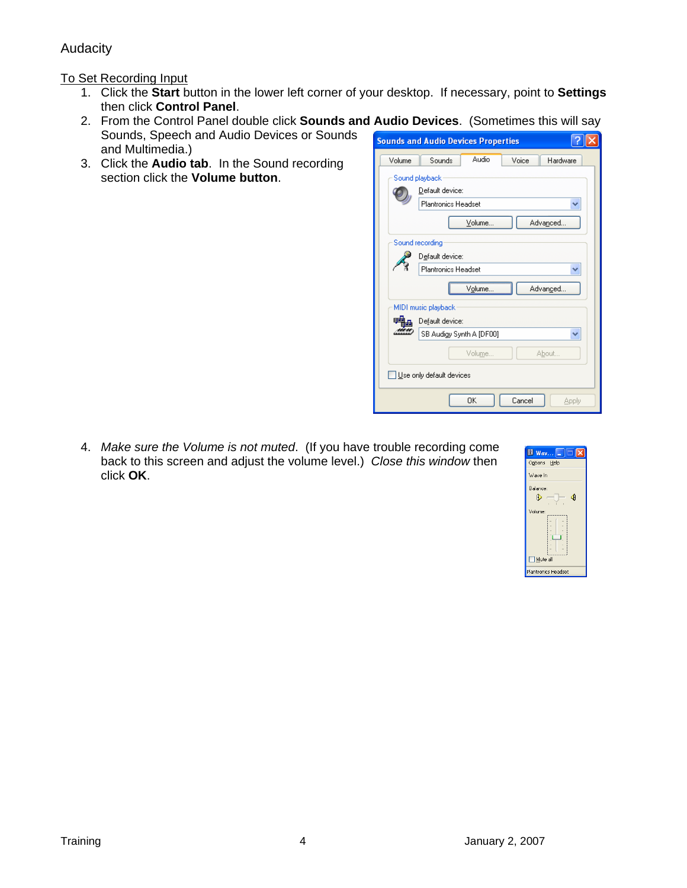Audacity

To Set Recording Input

1. Click the **Start** button in the lower left corner of your desktop. If necessary, point to **Settings** then click **Control Panel**.
2. From the Control Panel double click **Sounds and Audio Devices**. (Sometimes this will say Sounds, Speech and Audio Devices or Sounds and Multimedia.)
3. Click the **Audio tab**. In the Sound recording section click the **Volume button**.
4. *Make sure the Volume is not muted*. (If you have trouble recording come back to this screen and adjust the volume level.) *Close this window* then click **OK**.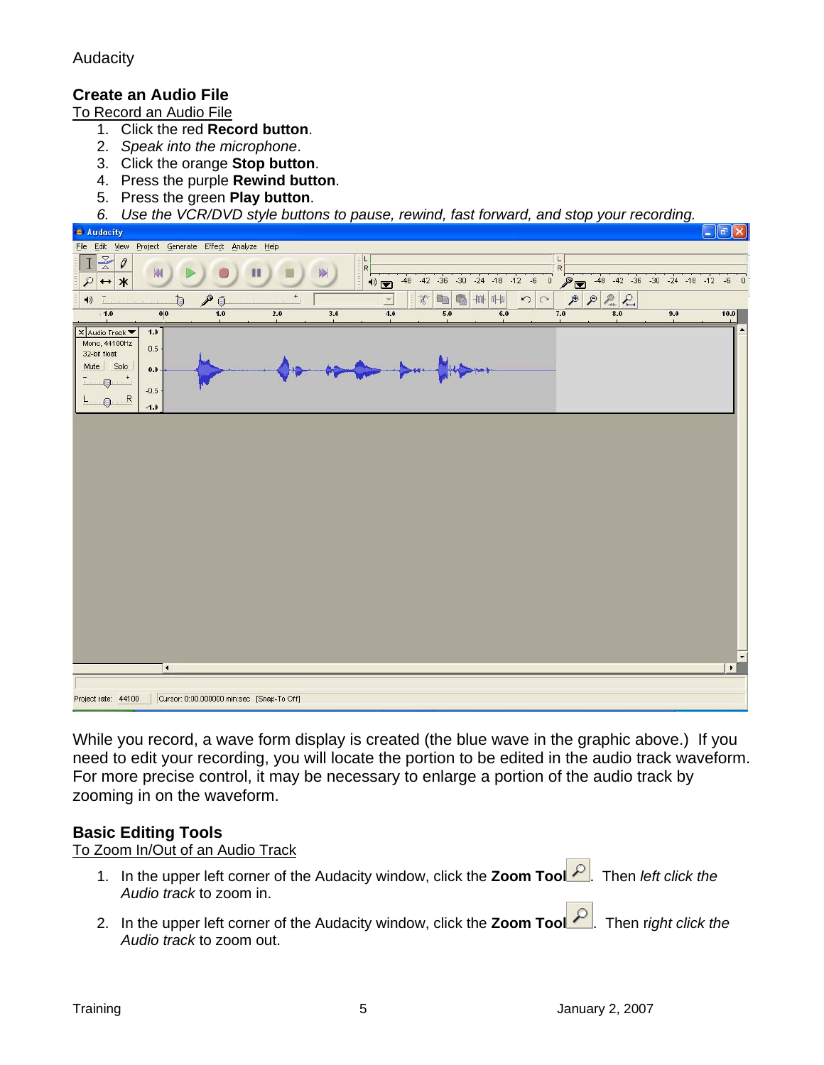## Create an Audio File

To Record an Audio File

1. Click the red **Record button**.
2. *Speak into the microphone*.
3. Click the orange **Stop button**.
4. Press the purple **Rewind button**.
5. Press the green **Play button**.
6. *Use the VCR/DVD style buttons to pause, rewind, fast forward, and stop your recording.*

While you record, a wave form display is created (the blue wave in the graphic above.) If you need to edit your recording, you will locate the portion to be edited in the audio track waveform. For more precise control, it may be necessary to enlarge a portion of the audio track by zooming in on the waveform.

## Basic Editing Tools

To Zoom In/Out of an Audio Track

1. In the upper left corner of the Audacity window, click the **Zoom Tool**. Then *left click the Audio track* to zoom in.
2. In the upper left corner of the Audacity window, click the **Zoom Tool**. Then r*ight click the Audio track* to zoom out.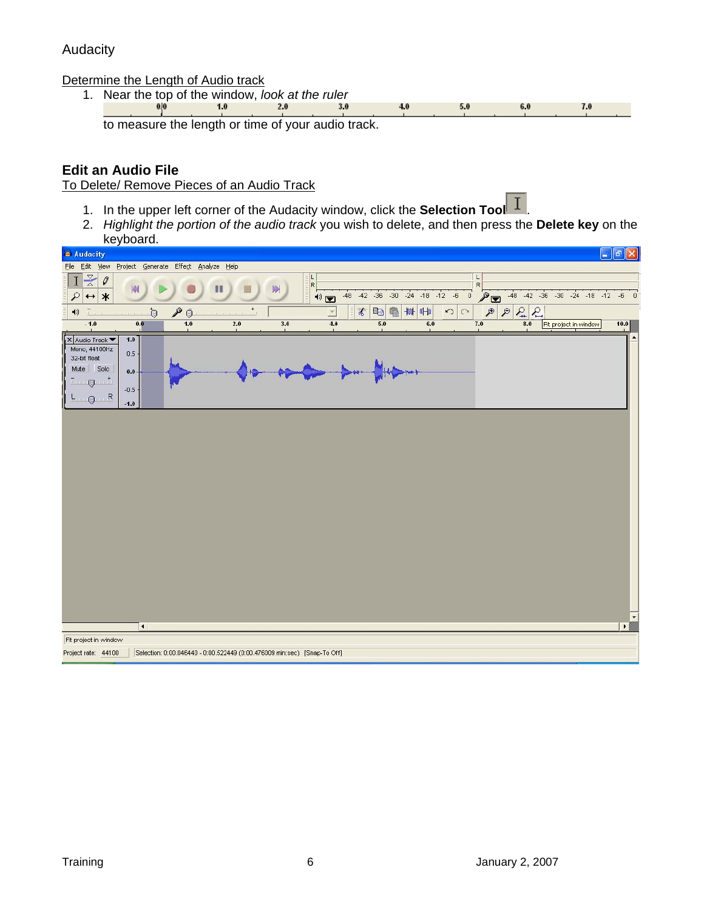Audacity

Determine the Length of Audio track

1. Near the top of the window, *look at the ruler* to measure the length or time of your audio track.

## Edit an Audio File

To Delete/ Remove Pieces of an Audio Track

1. In the upper left corner of the Audacity window, click the **Selection Tool**.
2. *Highlight the portion of the audio track* you wish to delete, and then press the **Delete key** on the keyboard.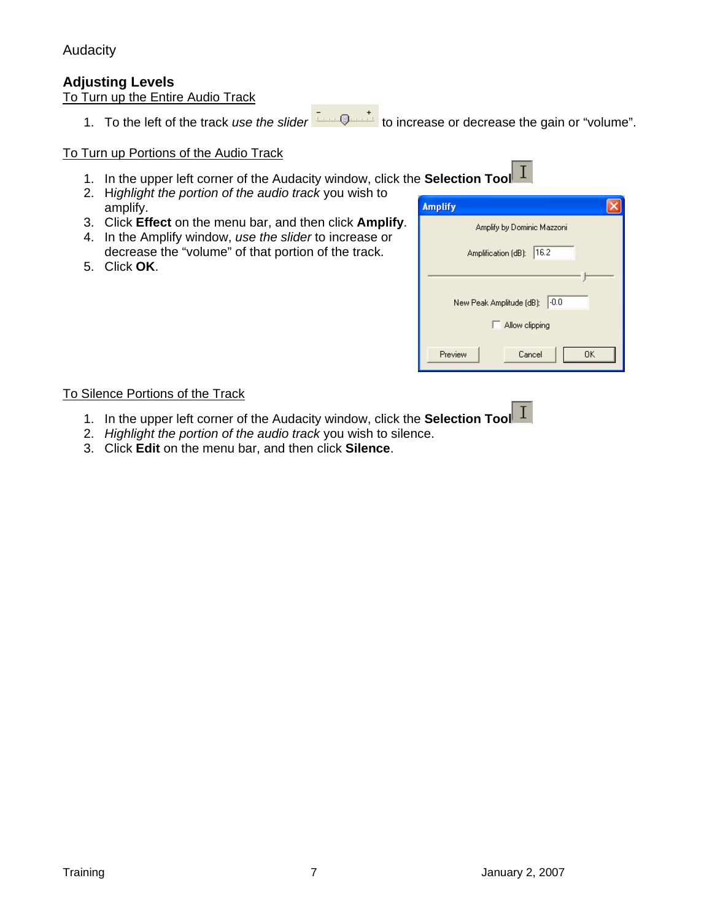# Adjusting Levels

To Turn up the Entire Audio Track

1. To the left of the track *use the slider* to increase or decrease the gain or "volume".

To Turn up Portions of the Audio Track

1. In the upper left corner of the Audacity window, click the **Selection Tool**
2. H*ighlight the portion of the audio track* you wish to amplify.
3. Click **Effect** on the menu bar, and then click **Amplify**.
4. In the Amplify window, *use the slider* to increase or decrease the "volume" of that portion of the track.
5. Click **OK**.

To Silence Portions of the Track

1. In the upper left corner of the Audacity window, click the **Selection Tool**
2. *Highlight the portion of the audio track* you wish to silence.
3. Click **Edit** on the menu bar, and then click **Silence**.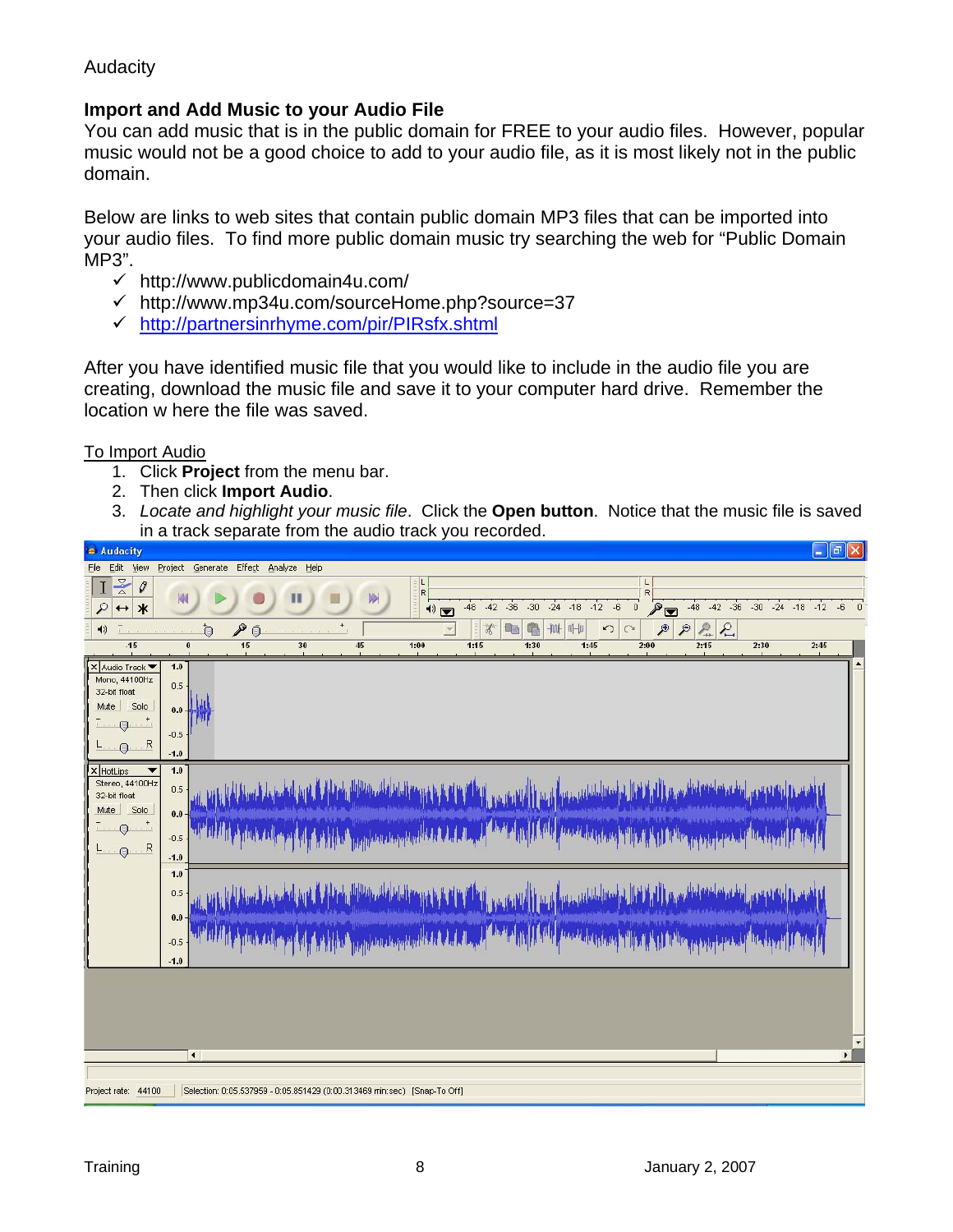Audacity

## Import and Add Music to your Audio File

You can add music that is in the public domain for FREE to your audio files. However, popular music would not be a good choice to add to your audio file, as it is most likely not in the public domain.

Below are links to web sites that contain public domain MP3 files that can be imported into your audio files. To find more public domain music try searching the web for "Public Domain MP3".

- ✓ http://www.publicdomain4u.com/
- ✓ http://www.mp34u.com/sourceHome.php?source=37
- ✓ http://partnersinrhyme.com/pir/PIRsfx.shtml

After you have identified music file that you would like to include in the audio file you are creating, download the music file and save it to your computer hard drive. Remember the location w here the file was saved.

To Import Audio

1. Click **Project** from the menu bar.
2. Then click **Import Audio**.
3. *Locate and highlight your music file*. Click the **Open button**. Notice that the music file is saved in a track separate from the audio track you recorded.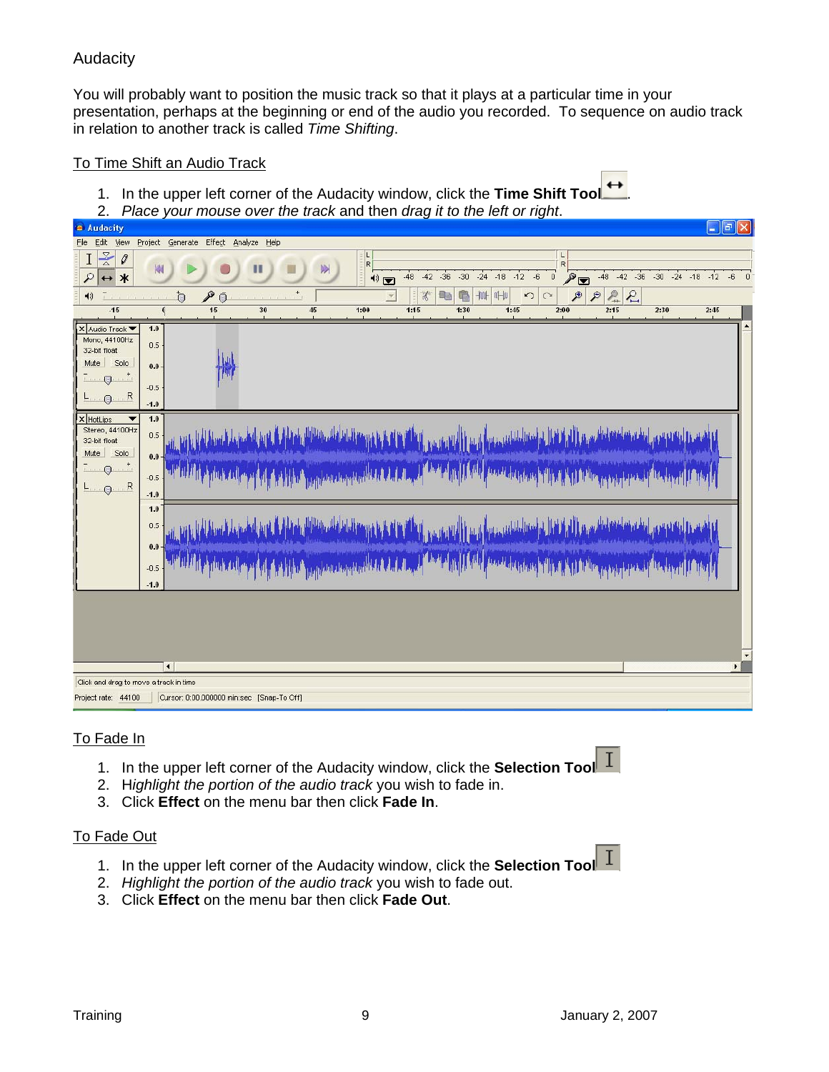# Audacity

You will probably want to position the music track so that it plays at a particular time in your presentation, perhaps at the beginning or end of the audio you recorded. To sequence on audio track in relation to another track is called *Time Shifting*.

## To Time Shift an Audio Track

1. In the upper left corner of the Audacity window, click the **Time Shift Tool** ↔.
2. *Place your mouse over the track* and then *drag it to the left or right*.

## To Fade In

1. In the upper left corner of the Audacity window, click the **Selection Tool** I
2. H*ighlight the portion of the audio track* you wish to fade in.
3. Click **Effect** on the menu bar then click **Fade In**.

## To Fade Out

1. In the upper left corner of the Audacity window, click the **Selection Tool** I
2. *Highlight the portion of the audio track* you wish to fade out.
3. Click **Effect** on the menu bar then click **Fade Out**.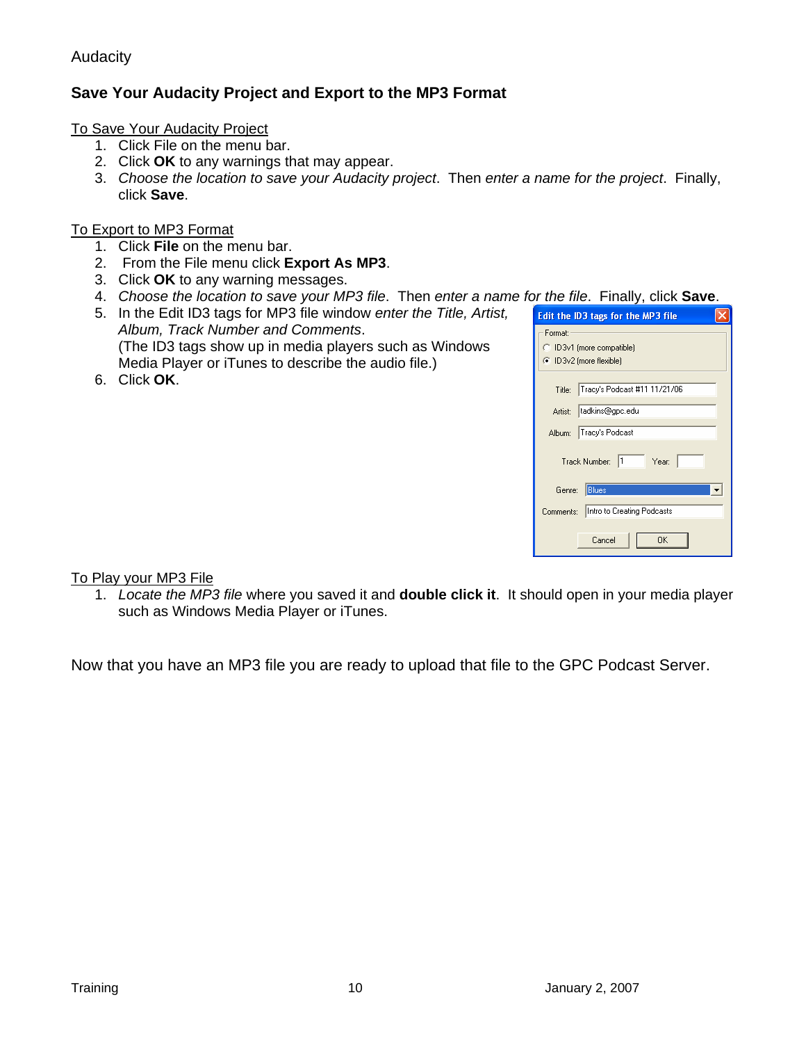Audacity

## Save Your Audacity Project and Export to the MP3 Format

To Save Your Audacity Project

1. Click File on the menu bar.
2. Click **OK** to any warnings that may appear.
3. *Choose the location to save your Audacity project*. Then *enter a name for the project*. Finally, click **Save**.

To Export to MP3 Format

1. Click **File** on the menu bar.
2. From the File menu click **Export As MP3**.
3. Click **OK** to any warning messages.
4. *Choose the location to save your MP3 file*. Then *enter a name for the file*. Finally, click **Save**.
5. In the Edit ID3 tags for MP3 file window *enter the Title, Artist, Album, Track Number and Comments*.
   (The ID3 tags show up in media players such as Windows Media Player or iTunes to describe the audio file.)
6. Click **OK**.

Edit the ID3 tags for the MP3 file

Format:
ID3v1 (more compatible)
ID3v2 (more flexible)

Title: Tracy's Podcast #11 11/21/06
Artist: tadkins@gpc.edu
Album: Tracy's Podcast
Track Number: 1 Year:
Genre: Blues
Comments: Intro to Creating Podcasts
Cancel OK

To Play your MP3 File

1. *Locate the MP3 file* where you saved it and **double click it**. It should open in your media player such as Windows Media Player or iTunes.

Now that you have an MP3 file you are ready to upload that file to the GPC Podcast Server.